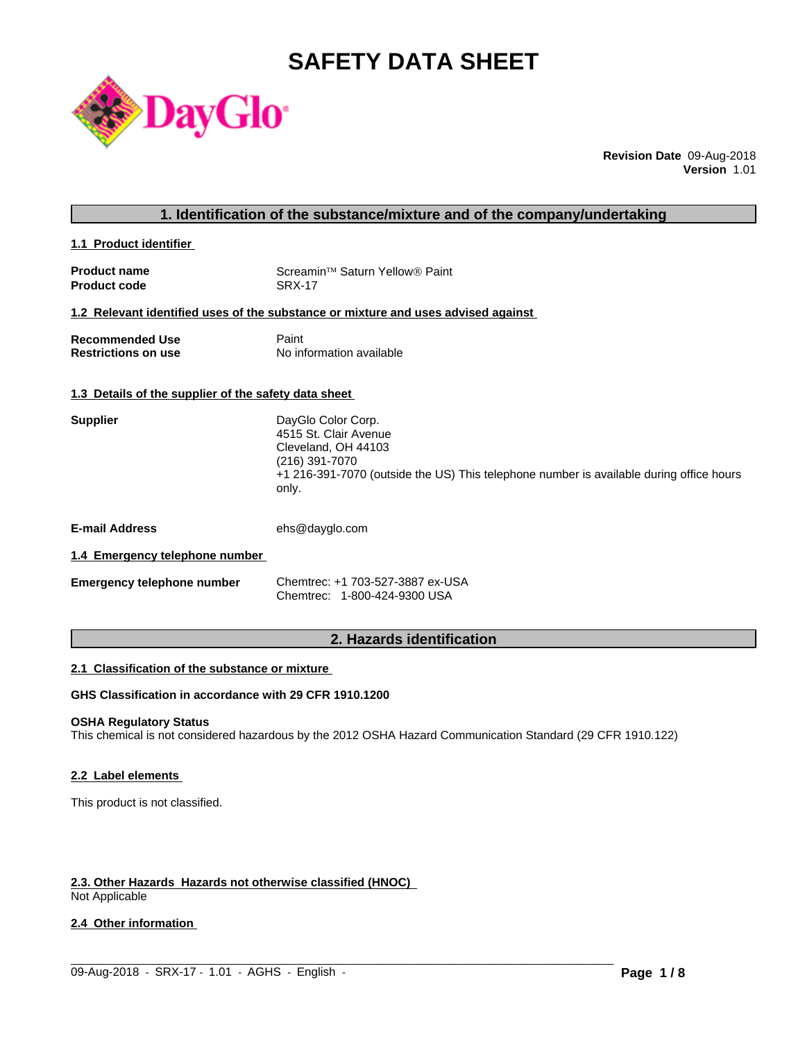# SAFETY DATA SHEET

DayGlo

**Revision Date** 09-Aug-2018
**Version** 1.01

## 1. Identification of the substance/mixture and of the company/undertaking

### 1.1 Product identifier

| | |
|---|---|
| **Product name** | Screamin™ Saturn Yellow® Paint |
| **Product code** | SRX-17 |

### 1.2 Relevant identified uses of the substance or mixture and uses advised against

| | |
|---|---|
| **Recommended Use** | Paint |
| **Restrictions on use** | No information available |

### 1.3 Details of the supplier of the safety data sheet

**Supplier**

DayGlo Color Corp.
4515 St. Clair Avenue
Cleveland, OH 44103
(216) 391-7070
+1 216-391-7070 (outside the US) This telephone number is available during office hours only.

**E-mail Address** ehs@dayglo.com

### 1.4 Emergency telephone number

**Emergency telephone number**

Chemtrec: +1 703-527-3887 ex-USA
Chemtrec: 1-800-424-9300 USA

## 2. Hazards identification

### 2.1 Classification of the substance or mixture

**GHS Classification in accordance with 29 CFR 1910.1200**

**OSHA Regulatory Status**
This chemical is not considered hazardous by the 2012 OSHA Hazard Communication Standard (29 CFR 1910.122)

### 2.2 Label elements

This product is not classified.

### 2.3. Other Hazards Hazards not otherwise classified (HNOC)

Not Applicable

### 2.4 Other information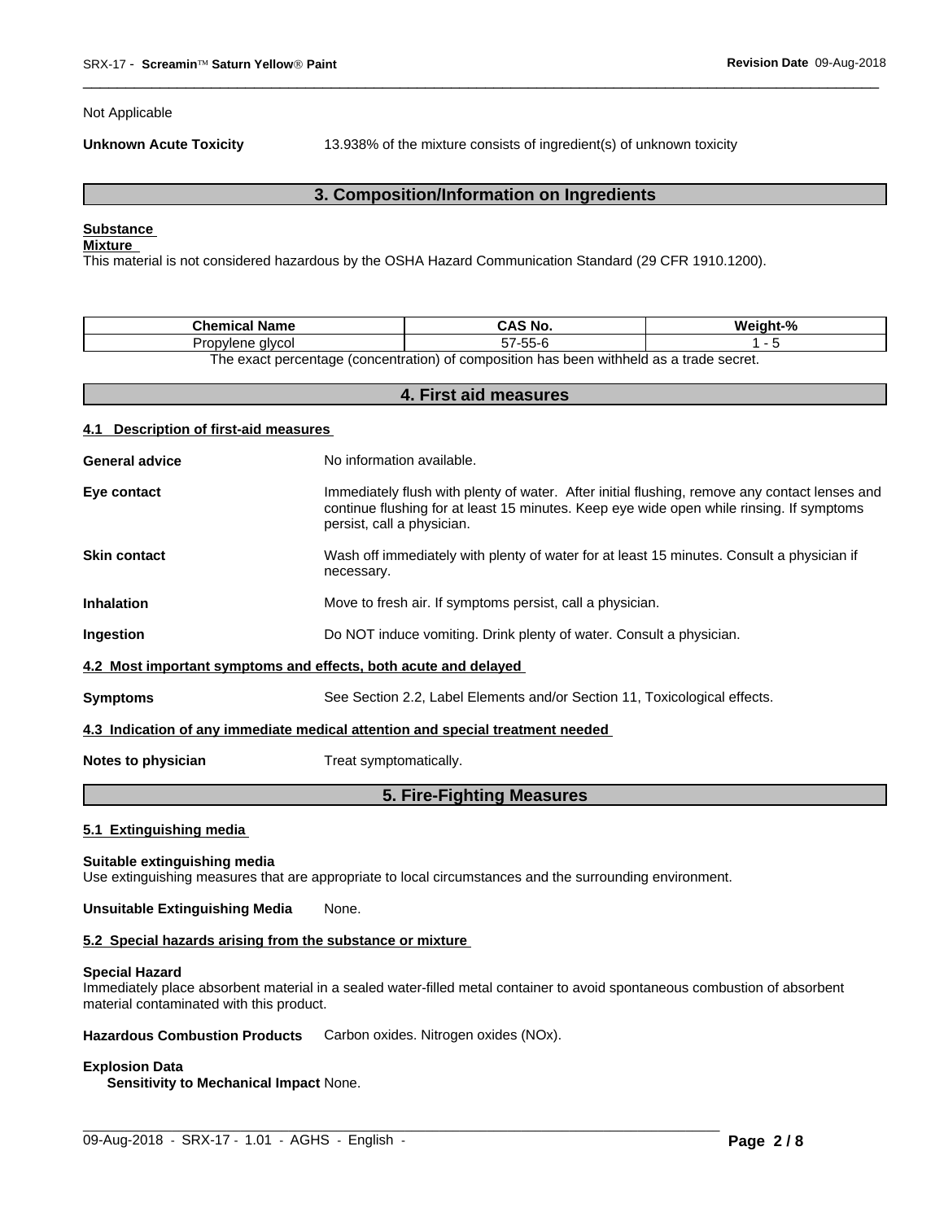Not Applicable

**Unknown Acute Toxicity** 13.938% of the mixture consists of ingredient(s) of unknown toxicity

## 3. Composition/Information on Ingredients

**Substance**

**Mixture**

This material is not considered hazardous by the OSHA Hazard Communication Standard (29 CFR 1910.1200).

| Chemical Name | CAS No. | Weight-% |
|---|---|---|
| Propylene glycol | 57-55-6 | 1 - 5 |

The exact percentage (concentration) of composition has been withheld as a trade secret.

## 4. First aid measures

### 4.1 Description of first-aid measures

**General advice** No information available.

**Eye contact** Immediately flush with plenty of water. After initial flushing, remove any contact lenses and continue flushing for at least 15 minutes. Keep eye wide open while rinsing. If symptoms persist, call a physician.

**Skin contact** Wash off immediately with plenty of water for at least 15 minutes. Consult a physician if necessary.

**Inhalation** Move to fresh air. If symptoms persist, call a physician.

**Ingestion** Do NOT induce vomiting. Drink plenty of water. Consult a physician.

### 4.2 Most important symptoms and effects, both acute and delayed

**Symptoms** See Section 2.2, Label Elements and/or Section 11, Toxicological effects.

### 4.3 Indication of any immediate medical attention and special treatment needed

**Notes to physician** Treat symptomatically.

## 5. Fire-Fighting Measures

### 5.1 Extinguishing media

**Suitable extinguishing media**

Use extinguishing measures that are appropriate to local circumstances and the surrounding environment.

**Unsuitable Extinguishing Media** None.

### 5.2 Special hazards arising from the substance or mixture

**Special Hazard**

Immediately place absorbent material in a sealed water-filled metal container to avoid spontaneous combustion of absorbent material contaminated with this product.

**Hazardous Combustion Products** Carbon oxides. Nitrogen oxides (NOx).

**Explosion Data**

**Sensitivity to Mechanical Impact** None.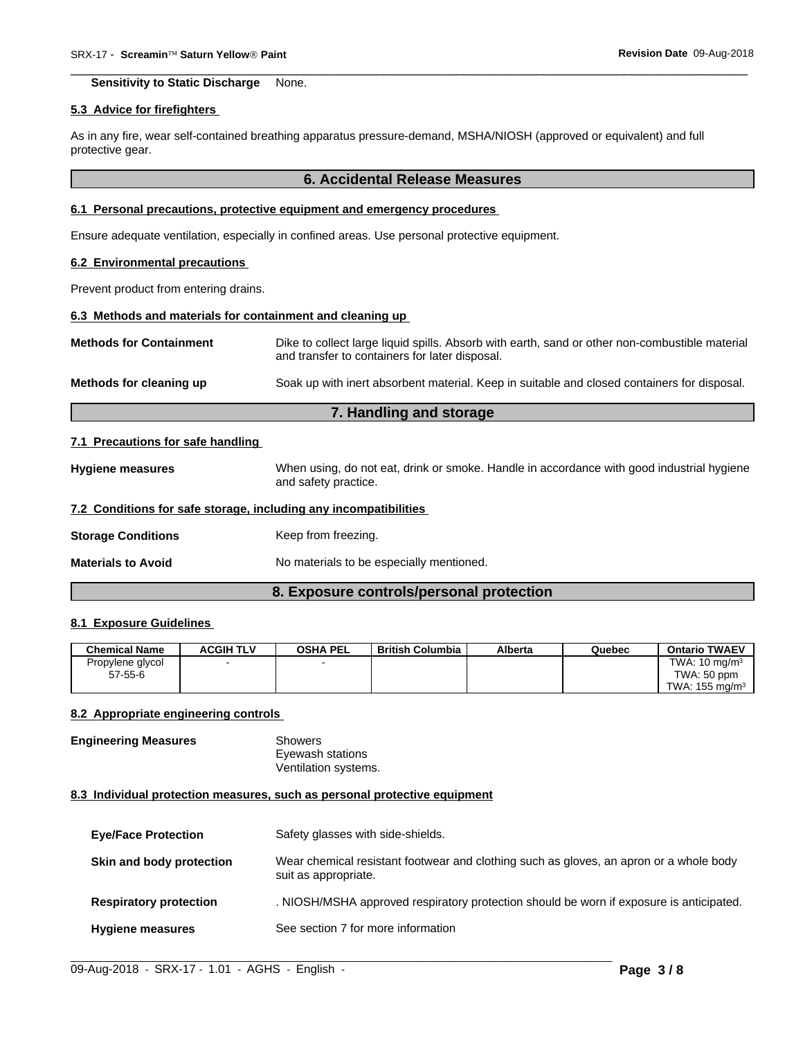**Sensitivity to Static Discharge** None.

### 5.3 Advice for firefighters

As in any fire, wear self-contained breathing apparatus pressure-demand, MSHA/NIOSH (approved or equivalent) and full protective gear.

## 6. Accidental Release Measures

### 6.1 Personal precautions, protective equipment and emergency procedures

Ensure adequate ventilation, especially in confined areas. Use personal protective equipment.

### 6.2 Environmental precautions

Prevent product from entering drains.

### 6.3 Methods and materials for containment and cleaning up

**Methods for Containment** Dike to collect large liquid spills. Absorb with earth, sand or other non-combustible material and transfer to containers for later disposal.

**Methods for cleaning up** Soak up with inert absorbent material. Keep in suitable and closed containers for disposal.

## 7. Handling and storage

### 7.1 Precautions for safe handling

**Hygiene measures** When using, do not eat, drink or smoke. Handle in accordance with good industrial hygiene and safety practice.

### 7.2 Conditions for safe storage, including any incompatibilities

**Storage Conditions** Keep from freezing.

**Materials to Avoid** No materials to be especially mentioned.

## 8. Exposure controls/personal protection

### 8.1 Exposure Guidelines

| Chemical Name | ACGIH TLV | OSHA PEL | British Columbia | Alberta | Quebec | Ontario TWAEV |
|---|---|---|---|---|---|---|
| Propylene glycol<br>57-55-6 | - | - | | | | TWA: 10 mg/m³<br>TWA: 50 ppm<br>TWA: 155 mg/m³ |

### 8.2 Appropriate engineering controls

**Engineering Measures** Showers
Eyewash stations
Ventilation systems.

### 8.3 Individual protection measures, such as personal protective equipment

**Eye/Face Protection** Safety glasses with side-shields.

**Skin and body protection** Wear chemical resistant footwear and clothing such as gloves, an apron or a whole body suit as appropriate.

**Respiratory protection** . NIOSH/MSHA approved respiratory protection should be worn if exposure is anticipated.

**Hygiene measures** See section 7 for more information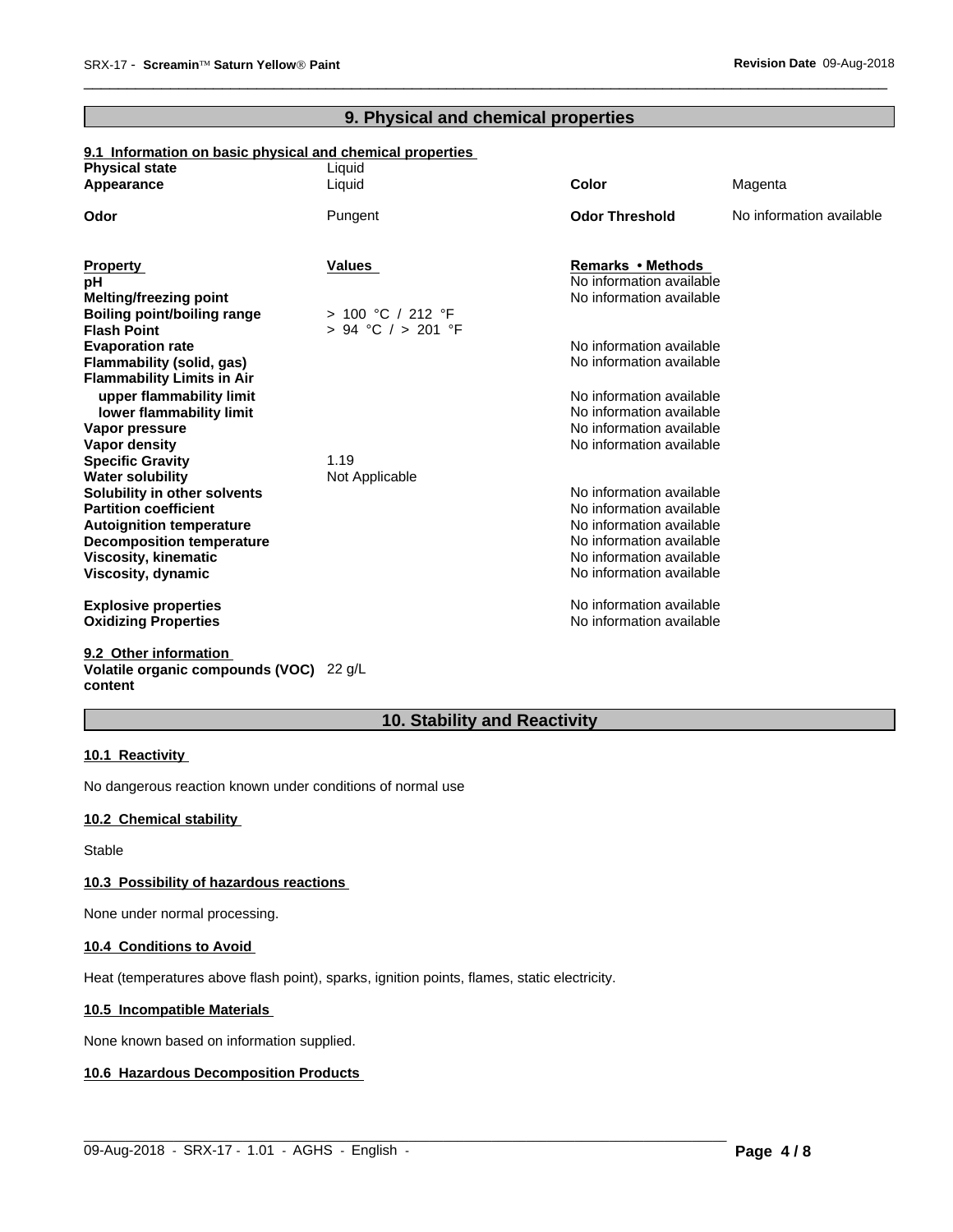## 9. Physical and chemical properties

### 9.1 Information on basic physical and chemical properties

| | | | |
|---|---|---|---|
| **Physical state** | Liquid | | |
| **Appearance** | Liquid | **Color** | Magenta |
| **Odor** | Pungent | **Odor Threshold** | No information available |

| **Property** | **Values** | **Remarks • Methods** |
|---|---|---|
| **pH** | | No information available |
| **Melting/freezing point** | | No information available |
| **Boiling point/boiling range** | > 100 °C / 212 °F | |
| **Flash Point** | > 94 °C / > 201 °F | |
| **Evaporation rate** | | No information available |
| **Flammability (solid, gas)** | | No information available |
| **Flammability Limits in Air** | | |
| **upper flammability limit** | | No information available |
| **lower flammability limit** | | No information available |
| **Vapor pressure** | | No information available |
| **Vapor density** | | No information available |
| **Specific Gravity** | 1.19 | |
| **Water solubility** | Not Applicable | |
| **Solubility in other solvents** | | No information available |
| **Partition coefficient** | | No information available |
| **Autoignition temperature** | | No information available |
| **Decomposition temperature** | | No information available |
| **Viscosity, kinematic** | | No information available |
| **Viscosity, dynamic** | | No information available |
| **Explosive properties** | | No information available |
| **Oxidizing Properties** | | No information available |

### 9.2 Other information

**Volatile organic compounds (VOC) content** 22 g/L

## 10. Stability and Reactivity

### 10.1 Reactivity

No dangerous reaction known under conditions of normal use

### 10.2 Chemical stability

Stable

### 10.3 Possibility of hazardous reactions

None under normal processing.

### 10.4 Conditions to Avoid

Heat (temperatures above flash point), sparks, ignition points, flames, static electricity.

### 10.5 Incompatible Materials

None known based on information supplied.

### 10.6 Hazardous Decomposition Products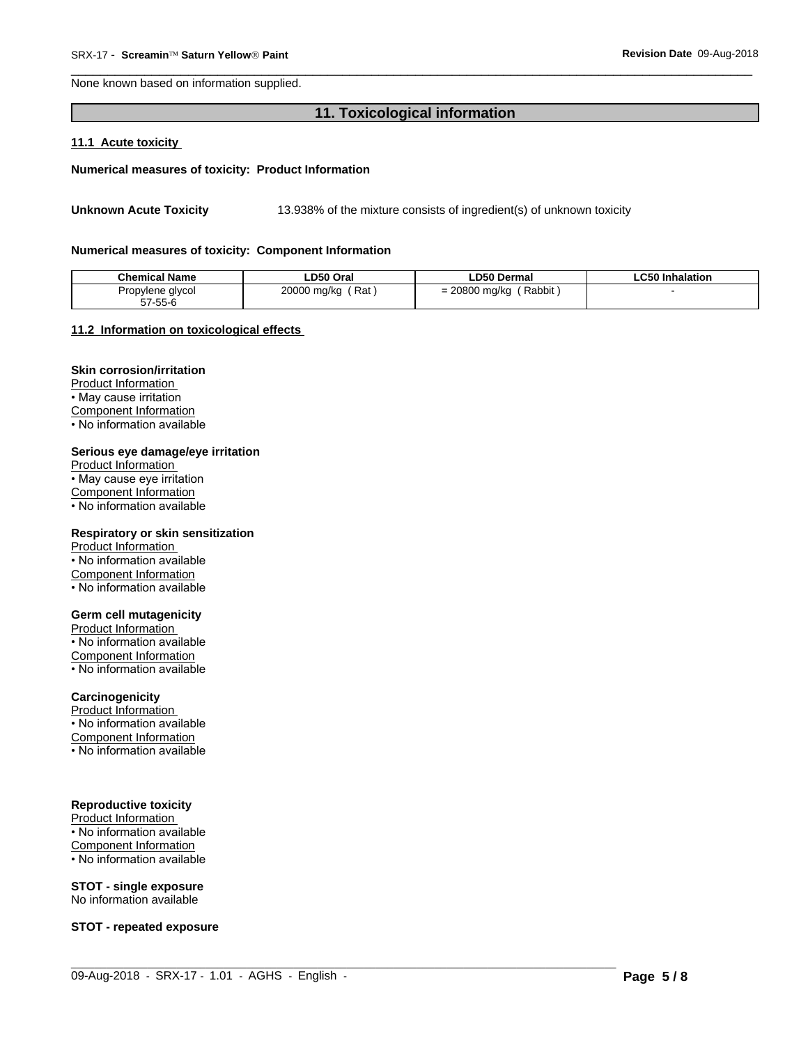None known based on information supplied.

## 11. Toxicological information

### 11.1 Acute toxicity

**Numerical measures of toxicity: Product Information**

**Unknown Acute Toxicity** 13.938% of the mixture consists of ingredient(s) of unknown toxicity

**Numerical measures of toxicity: Component Information**

| Chemical Name | LD50 Oral | LD50 Dermal | LC50 Inhalation |
|---|---|---|---|
| Propylene glycol 57-55-6 | 20000 mg/kg ( Rat ) | = 20800 mg/kg ( Rabbit ) | - |

### 11.2 Information on toxicological effects

**Skin corrosion/irritation**

Product Information
- May cause irritation

Component Information
- No information available

**Serious eye damage/eye irritation**

Product Information
- May cause eye irritation

Component Information
- No information available

**Respiratory or skin sensitization**

Product Information
- No information available

Component Information
- No information available

**Germ cell mutagenicity**

Product Information
- No information available

Component Information
- No information available

**Carcinogenicity**

Product Information
- No information available

Component Information
- No information available

**Reproductive toxicity**

Product Information
- No information available

Component Information
- No information available

**STOT - single exposure**

No information available

**STOT - repeated exposure**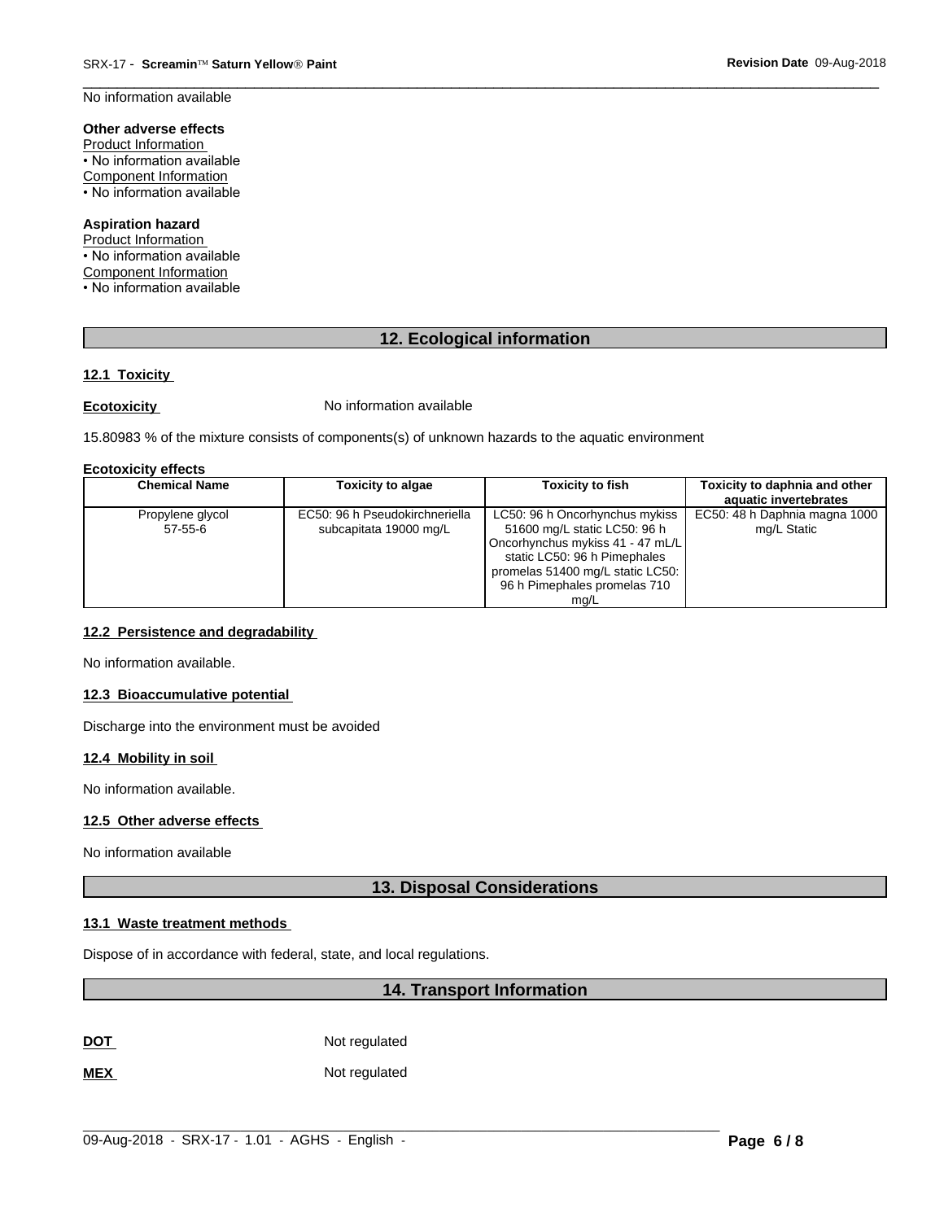No information available

**Other adverse effects**
Product Information
• No information available
Component Information
• No information available

**Aspiration hazard**
Product Information
• No information available
Component Information
• No information available

## 12. Ecological information

### 12.1 Toxicity

**Ecotoxicity** No information available

15.80983 % of the mixture consists of components(s) of unknown hazards to the aquatic environment

**Ecotoxicity effects**

| Chemical Name | Toxicity to algae | Toxicity to fish | Toxicity to daphnia and other aquatic invertebrates |
|---|---|---|---|
| Propylene glycol 57-55-6 | EC50: 96 h Pseudokirchneriella subcapitata 19000 mg/L | LC50: 96 h Oncorhynchus mykiss 51600 mg/L static LC50: 96 h Oncorhynchus mykiss 41 - 47 mL/L static LC50: 96 h Pimephales promelas 51400 mg/L static LC50: 96 h Pimephales promelas 710 mg/L | EC50: 48 h Daphnia magna 1000 mg/L Static |

### 12.2 Persistence and degradability

No information available.

### 12.3 Bioaccumulative potential

Discharge into the environment must be avoided

### 12.4 Mobility in soil

No information available.

### 12.5 Other adverse effects

No information available

## 13. Disposal Considerations

### 13.1 Waste treatment methods

Dispose of in accordance with federal, state, and local regulations.

## 14. Transport Information

**DOT** Not regulated

**MEX** Not regulated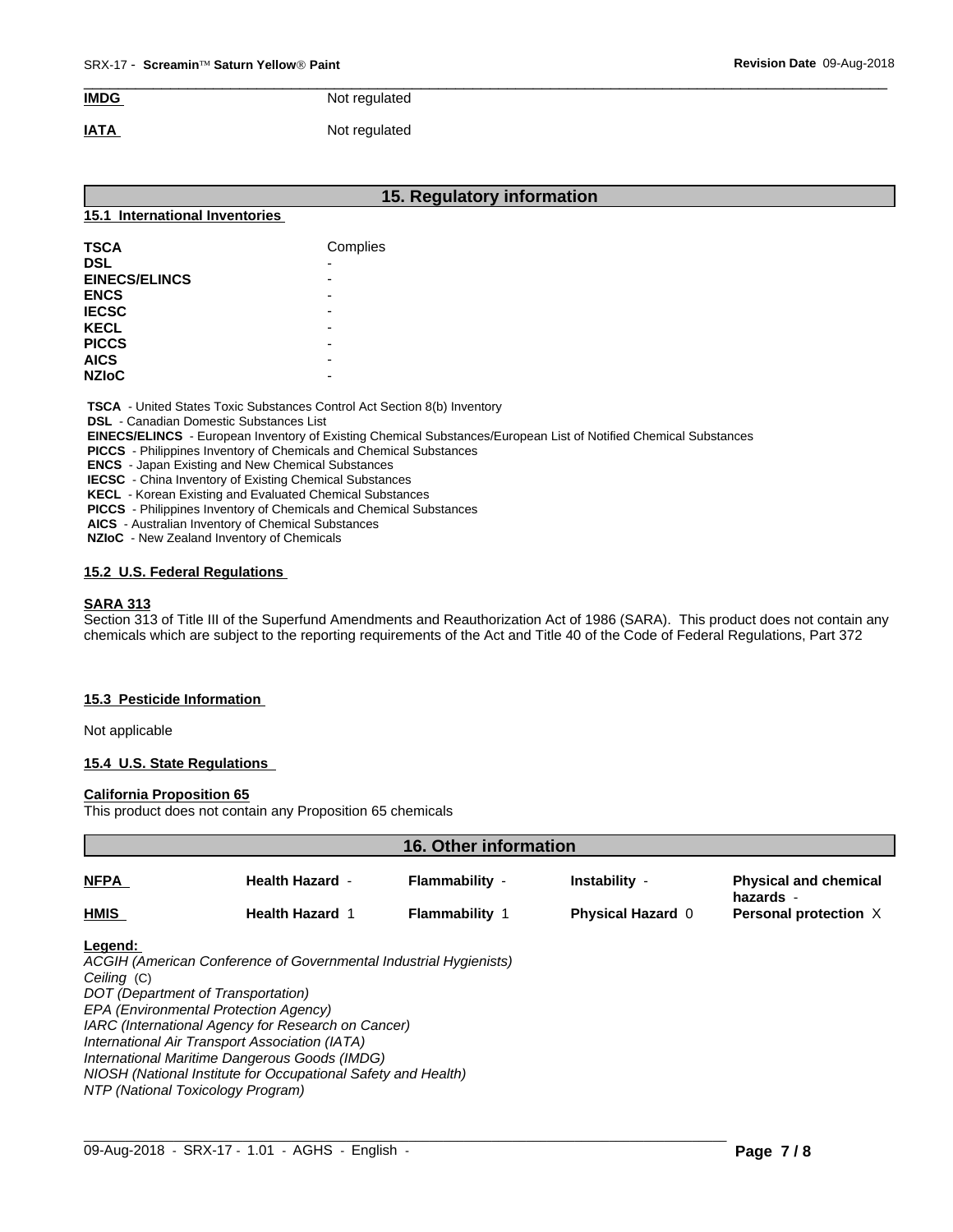| | |
|---|---|
| **IMDG** | Not regulated |
| **IATA** | Not regulated |

## 15. Regulatory information

### 15.1 International Inventories

| | |
|---|---|
| **TSCA** | Complies |
| **DSL** | - |
| **EINECS/ELINCS** | - |
| **ENCS** | - |
| **IECSC** | - |
| **KECL** | - |
| **PICCS** | - |
| **AICS** | - |
| **NZIoC** | - |

**TSCA** - United States Toxic Substances Control Act Section 8(b) Inventory
**DSL** - Canadian Domestic Substances List
**EINECS/ELINCS** - European Inventory of Existing Chemical Substances/European List of Notified Chemical Substances
**PICCS** - Philippines Inventory of Chemicals and Chemical Substances
**ENCS** - Japan Existing and New Chemical Substances
**IECSC** - China Inventory of Existing Chemical Substances
**KECL** - Korean Existing and Evaluated Chemical Substances
**PICCS** - Philippines Inventory of Chemicals and Chemical Substances
**AICS** - Australian Inventory of Chemical Substances
**NZIoC** - New Zealand Inventory of Chemicals

### 15.2 U.S. Federal Regulations

**SARA 313**
Section 313 of Title III of the Superfund Amendments and Reauthorization Act of 1986 (SARA). This product does not contain any chemicals which are subject to the reporting requirements of the Act and Title 40 of the Code of Federal Regulations, Part 372

### 15.3 Pesticide Information

Not applicable

### 15.4 U.S. State Regulations

**California Proposition 65**
This product does not contain any Proposition 65 chemicals

## 16. Other information

| | | | | |
|---|---|---|---|---|
| **NFPA** | **Health Hazard** - | **Flammability** - | **Instability** - | **Physical and chemical hazards** - |
| **HMIS** | **Health Hazard** 1 | **Flammability** 1 | **Physical Hazard** 0 | **Personal protection** X |

**Legend:**
*ACGIH (American Conference of Governmental Industrial Hygienists)*
*Ceiling* (C)
*DOT (Department of Transportation)*
*EPA (Environmental Protection Agency)*
*IARC (International Agency for Research on Cancer)*
*International Air Transport Association (IATA)*
*International Maritime Dangerous Goods (IMDG)*
*NIOSH (National Institute for Occupational Safety and Health)*
*NTP (National Toxicology Program)*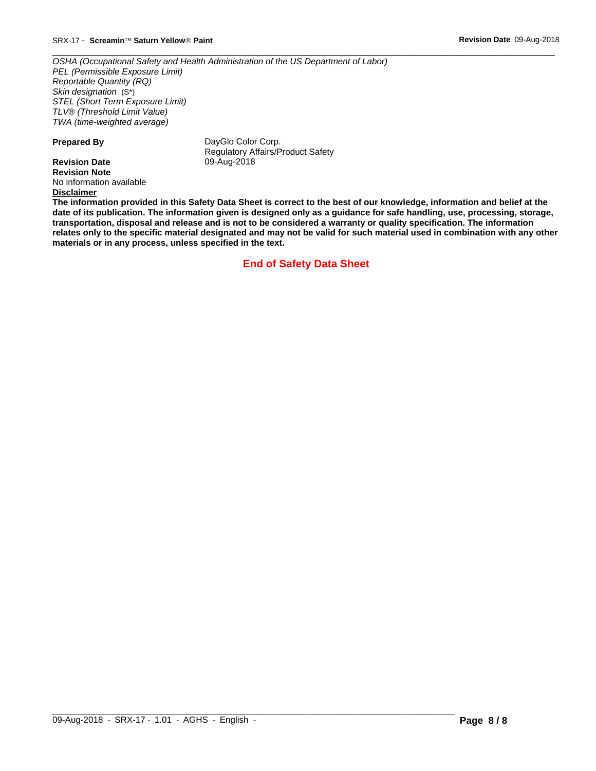*OSHA (Occupational Safety and Health Administration of the US Department of Labor)*
*PEL (Permissible Exposure Limit)*
*Reportable Quantity (RQ)*
*Skin designation* (S*)
*STEL (Short Term Exposure Limit)*
*TLV® (Threshold Limit Value)*
*TWA (time-weighted average)*

**Prepared By** DayGlo Color Corp.
Regulatory Affairs/Product Safety

**Revision Date** 09-Aug-2018

**Revision Note**
No information available

**Disclaimer**

**The information provided in this Safety Data Sheet is correct to the best of our knowledge, information and belief at the date of its publication. The information given is designed only as a guidance for safe handling, use, processing, storage, transportation, disposal and release and is not to be considered a warranty or quality specification. The information relates only to the specific material designated and may not be valid for such material used in combination with any other materials or in any process, unless specified in the text.**

**End of Safety Data Sheet**